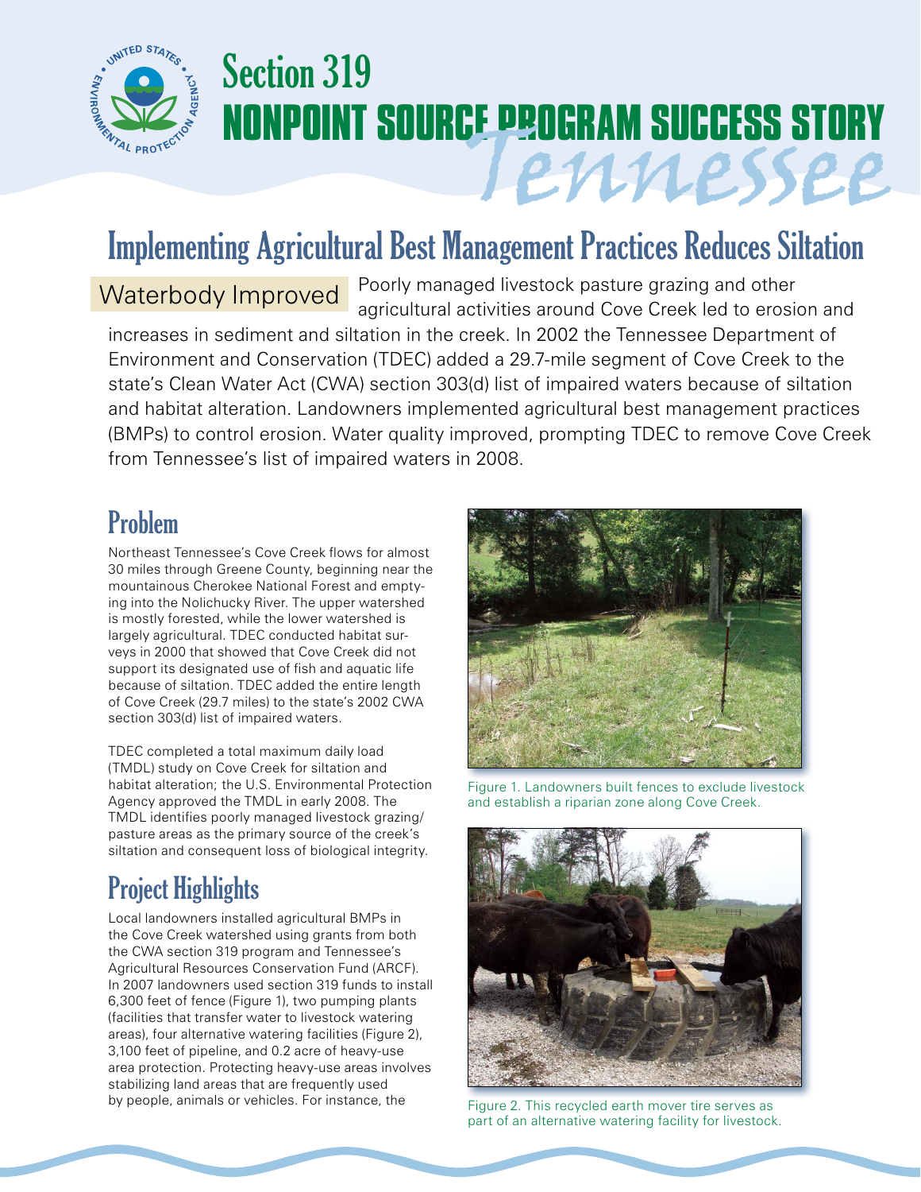# Section 319
# NONPOINT SOURCE PROGRAM SUCCESS STORY
# Tennessee

## Implementing Agricultural Best Management Practices Reduces Siltation

**Waterbody Improved** Poorly managed livestock pasture grazing and other agricultural activities around Cove Creek led to erosion and increases in sediment and siltation in the creek. In 2002 the Tennessee Department of Environment and Conservation (TDEC) added a 29.7-mile segment of Cove Creek to the state's Clean Water Act (CWA) section 303(d) list of impaired waters because of siltation and habitat alteration. Landowners implemented agricultural best management practices (BMPs) to control erosion. Water quality improved, prompting TDEC to remove Cove Creek from Tennessee's list of impaired waters in 2008.

## Problem

Northeast Tennessee's Cove Creek flows for almost 30 miles through Greene County, beginning near the mountainous Cherokee National Forest and emptying into the Nolichucky River. The upper watershed is mostly forested, while the lower watershed is largely agricultural. TDEC conducted habitat surveys in 2000 that showed that Cove Creek did not support its designated use of fish and aquatic life because of siltation. TDEC added the entire length of Cove Creek (29.7 miles) to the state's 2002 CWA section 303(d) list of impaired waters.

TDEC completed a total maximum daily load (TMDL) study on Cove Creek for siltation and habitat alteration; the U.S. Environmental Protection Agency approved the TMDL in early 2008. The TMDL identifies poorly managed livestock grazing/pasture areas as the primary source of the creek's siltation and consequent loss of biological integrity.

## Project Highlights

Local landowners installed agricultural BMPs in the Cove Creek watershed using grants from both the CWA section 319 program and Tennessee's Agricultural Resources Conservation Fund (ARCF). In 2007 landowners used section 319 funds to install 6,300 feet of fence (Figure 1), two pumping plants (facilities that transfer water to livestock watering areas), four alternative watering facilities (Figure 2), 3,100 feet of pipeline, and 0.2 acre of heavy-use area protection. Protecting heavy-use areas involves stabilizing land areas that are frequently used by people, animals or vehicles. For instance, the

Figure 1. Landowners built fences to exclude livestock and establish a riparian zone along Cove Creek.

Figure 2. This recycled earth mover tire serves as part of an alternative watering facility for livestock.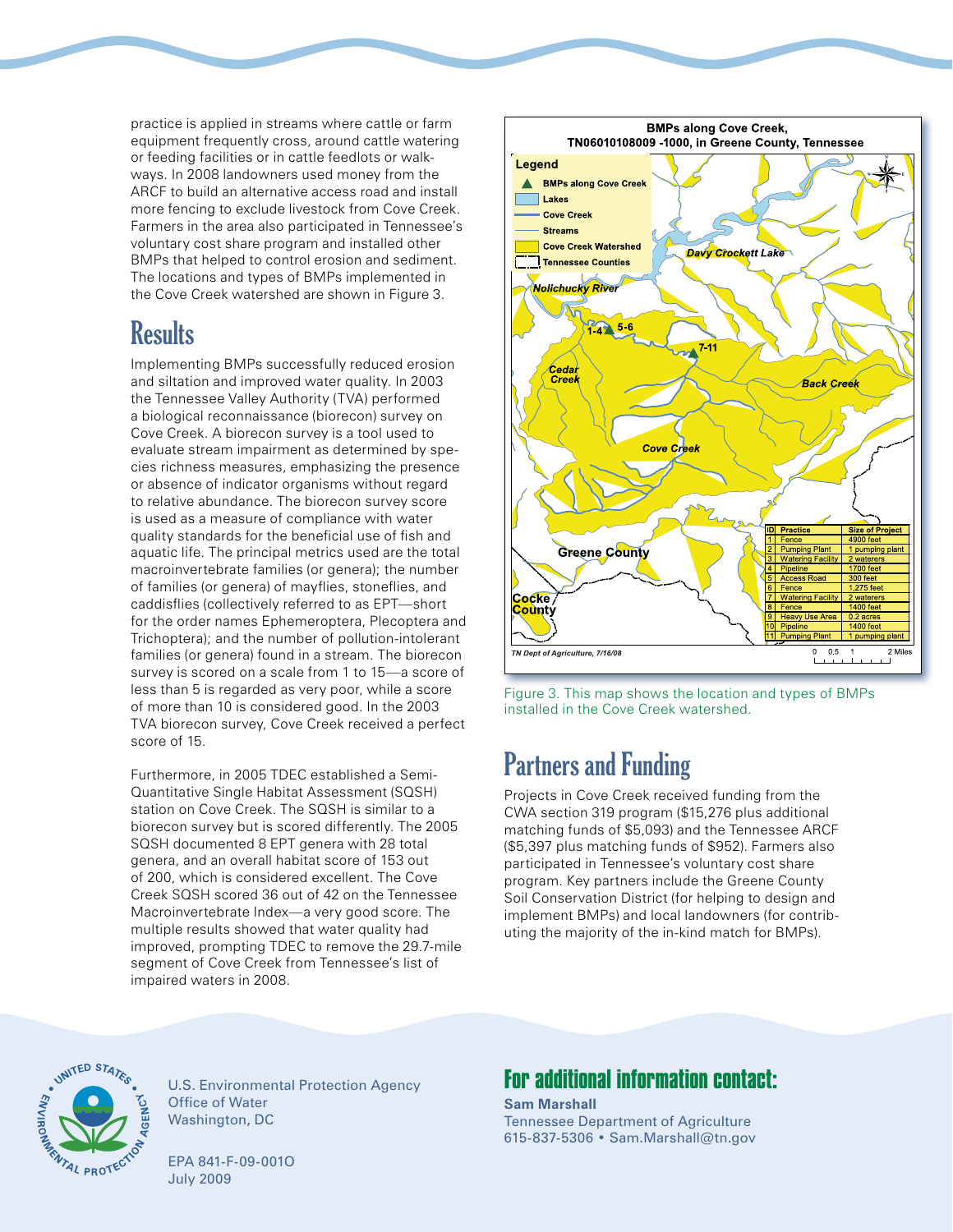practice is applied in streams where cattle or farm equipment frequently cross, around cattle watering or feeding facilities or in cattle feedlots or walkways. In 2008 landowners used money from the ARCF to build an alternative access road and install more fencing to exclude livestock from Cove Creek. Farmers in the area also participated in Tennessee's voluntary cost share program and installed other BMPs that helped to control erosion and sediment. The locations and types of BMPs implemented in the Cove Creek watershed are shown in Figure 3.

## Results

Implementing BMPs successfully reduced erosion and siltation and improved water quality. In 2003 the Tennessee Valley Authority (TVA) performed a biological reconnaissance (biorecon) survey on Cove Creek. A biorecon survey is a tool used to evaluate stream impairment as determined by species richness measures, emphasizing the presence or absence of indicator organisms without regard to relative abundance. The biorecon survey score is used as a measure of compliance with water quality standards for the beneficial use of fish and aquatic life. The principal metrics used are the total macroinvertebrate families (or genera); the number of families (or genera) of mayflies, stoneflies, and caddisflies (collectively referred to as EPT—short for the order names Ephemeroptera, Plecoptera and Trichoptera); and the number of pollution-intolerant families (or genera) found in a stream. The biorecon survey is scored on a scale from 1 to 15—a score of less than 5 is regarded as very poor, while a score of more than 10 is considered good. In the 2003 TVA biorecon survey, Cove Creek received a perfect score of 15.

Furthermore, in 2005 TDEC established a Semi-Quantitative Single Habitat Assessment (SQSH) station on Cove Creek. The SQSH is similar to a biorecon survey but is scored differently. The 2005 SQSH documented 8 EPT genera with 28 total genera, and an overall habitat score of 153 out of 200, which is considered excellent. The Cove Creek SQSH scored 36 out of 42 on the Tennessee Macroinvertebrate Index—a very good score. The multiple results showed that water quality had improved, prompting TDEC to remove the 29.7-mile segment of Cove Creek from Tennessee's list of impaired waters in 2008.

**BMPs along Cove Creek, TN06010108009 -1000, in Greene County, Tennessee**

Legend
BMPs along Cove Creek
Lakes
Cove Creek
Streams
Cove Creek Watershed
Tennessee Counties

Davy Crockett Lake
Nolichucky River
1-4
5-6
7-11
Cedar Creek
Back Creek
Cove Creek
Greene County
Cocke County

| ID | Practice | Size of Project |
|---|---|---|
| 1 | Fence | 4900 feet |
| 2 | Pumping Plant | 1 pumping plant |
| 3 | Watering Facility | 2 waterers |
| 4 | Pipeline | 1700 feet |
| 5 | Access Road | 300 feet |
| 6 | Fence | 1,275 feet |
| 7 | Watering Facility | 2 waterers |
| 8 | Fence | 1400 feet |
| 9 | Heavy Use Area | 0.2 acres |
| 10 | Pipeline | 1400 feet |
| 11 | Pumping Plant | 1 pumping plant |

TN Dept of Agriculture, 7/16/08

0 0.5 1 2 Miles

Figure 3. This map shows the location and types of BMPs installed in the Cove Creek watershed.

## Partners and Funding

Projects in Cove Creek received funding from the CWA section 319 program ($15,276 plus additional matching funds of $5,093) and the Tennessee ARCF ($5,397 plus matching funds of $952). Farmers also participated in Tennessee's voluntary cost share program. Key partners include the Greene County Soil Conservation District (for helping to design and implement BMPs) and local landowners (for contributing the majority of the in-kind match for BMPs).

U.S. Environmental Protection Agency
Office of Water
Washington, DC

EPA 841-F-09-001O
July 2009

## For additional information contact:

**Sam Marshall**
Tennessee Department of Agriculture
615-837-5306 • Sam.Marshall@tn.gov